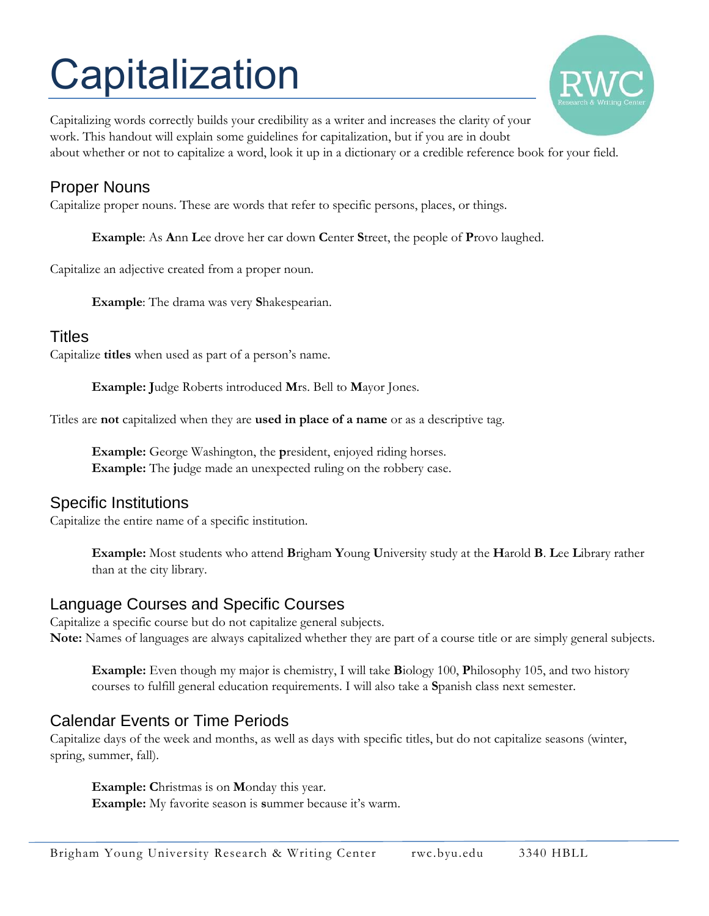# Capitalization

Capitalizing words correctly builds your credibility as a writer and increases the clarity of your work. This handout will explain some guidelines for capitalization, but if you are in doubt about whether or not to capitalize a word, look it up in a dictionary or a credible reference book for your field.

## Proper Nouns

Capitalize proper nouns. These are words that refer to specific persons, places, or things.

> **Example**: As **A**nn **L**ee drove her car down **C**enter **S**treet, the people of **P**rovo laughed.

Capitalize an adjective created from a proper noun.

> **Example**: The drama was very **S**hakespearian.

## Titles

Capitalize **titles** when used as part of a person's name.

> **Example:** **J**udge Roberts introduced **M**rs. Bell to **M**ayor Jones.

Titles are **not** capitalized when they are **used in place of a name** or as a descriptive tag.

> **Example:** George Washington, the **p**resident, enjoyed riding horses.
> **Example:** The **j**udge made an unexpected ruling on the robbery case.

## Specific Institutions

Capitalize the entire name of a specific institution.

> **Example:** Most students who attend **B**righam **Y**oung **U**niversity study at the **H**arold **B**. **L**ee **L**ibrary rather than at the city library.

## Language Courses and Specific Courses

Capitalize a specific course but do not capitalize general subjects.
**Note:** Names of languages are always capitalized whether they are part of a course title or are simply general subjects.

> **Example:** Even though my major is chemistry, I will take **B**iology 100, **P**hilosophy 105, and two history courses to fulfill general education requirements. I will also take a **S**panish class next semester.

## Calendar Events or Time Periods

Capitalize days of the week and months, as well as days with specific titles, but do not capitalize seasons (winter, spring, summer, fall).

> **Example:** **C**hristmas is on **M**onday this year.
> **Example:** My favorite season is **s**ummer because it's warm.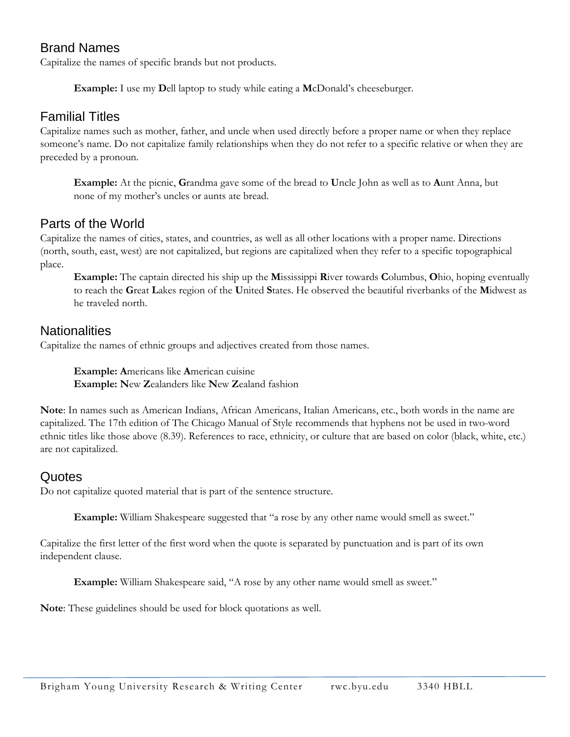## Brand Names

Capitalize the names of specific brands but not products.

> **Example:** I use my **D**ell laptop to study while eating a **M**cDonald's cheeseburger.

## Familial Titles

Capitalize names such as mother, father, and uncle when used directly before a proper name or when they replace someone's name. Do not capitalize family relationships when they do not refer to a specific relative or when they are preceded by a pronoun.

> **Example:** At the picnic, **G**randma gave some of the bread to **U**ncle John as well as to **A**unt Anna, but none of my mother's uncles or aunts ate bread.

## Parts of the World

Capitalize the names of cities, states, and countries, as well as all other locations with a proper name. Directions (north, south, east, west) are not capitalized, but regions are capitalized when they refer to a specific topographical place.

> **Example:** The captain directed his ship up the **M**ississippi **R**iver towards **C**olumbus, **O**hio, hoping eventually to reach the **G**reat **L**akes region of the **U**nited **S**tates. He observed the beautiful riverbanks of the **M**idwest as he traveled north.

## Nationalities

Capitalize the names of ethnic groups and adjectives created from those names.

> **Example:** **A**mericans like **A**merican cuisine
> **Example:** **N**ew **Z**ealanders like **N**ew **Z**ealand fashion

**Note**: In names such as American Indians, African Americans, Italian Americans, etc., both words in the name are capitalized. The 17th edition of The Chicago Manual of Style recommends that hyphens not be used in two-word ethnic titles like those above (8.39). References to race, ethnicity, or culture that are based on color (black, white, etc.) are not capitalized.

## Quotes

Do not capitalize quoted material that is part of the sentence structure.

> **Example:** William Shakespeare suggested that "a rose by any other name would smell as sweet."

Capitalize the first letter of the first word when the quote is separated by punctuation and is part of its own independent clause.

> **Example:** William Shakespeare said, "A rose by any other name would smell as sweet."

**Note**: These guidelines should be used for block quotations as well.